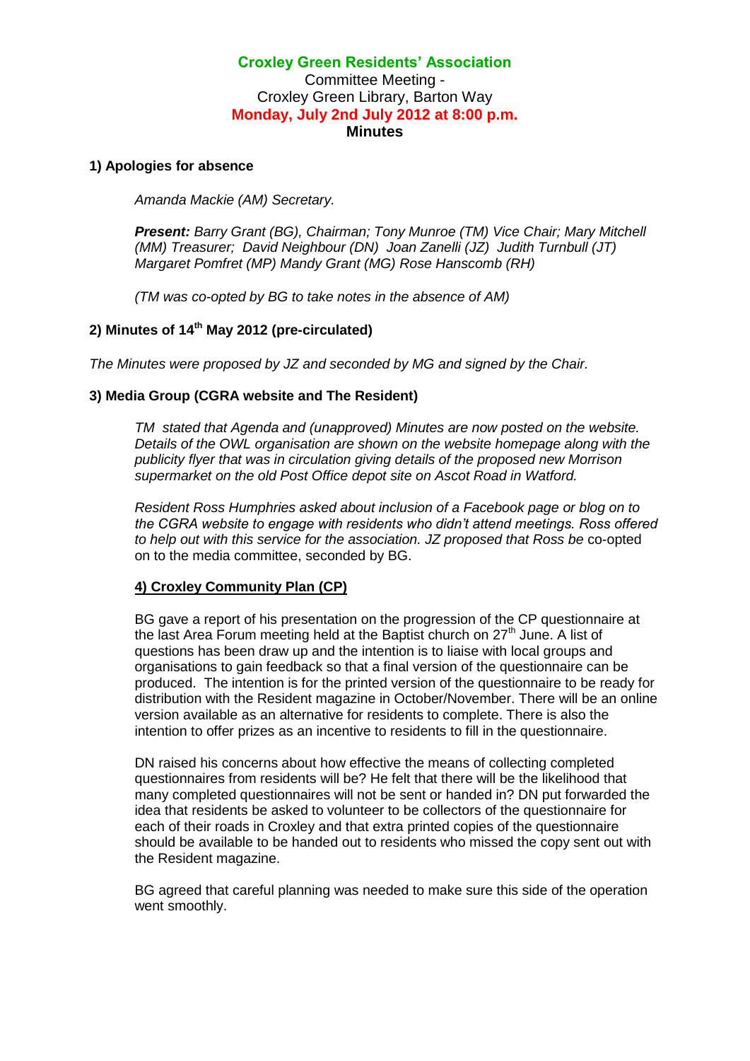# Croxley Green Residents' Association

Committee Meeting -
Croxley Green Library, Barton Way
**Monday, July 2nd July 2012 at 8:00 p.m.**
**Minutes**

## 1) Apologies for absence

*Amanda Mackie (AM) Secretary.*

***Present:** Barry Grant (BG), Chairman; Tony Munroe (TM) Vice Chair; Mary Mitchell (MM) Treasurer; David Neighbour (DN) Joan Zanelli (JZ) Judith Turnbull (JT) Margaret Pomfret (MP) Mandy Grant (MG) Rose Hanscomb (RH)*

*(TM was co-opted by BG to take notes in the absence of AM)*

## 2) Minutes of 14th May 2012 (pre-circulated)

*The Minutes were proposed by JZ and seconded by MG and signed by the Chair.*

## 3) Media Group (CGRA website and The Resident)

*TM stated that Agenda and (unapproved) Minutes are now posted on the website. Details of the OWL organisation are shown on the website homepage along with the publicity flyer that was in circulation giving details of the proposed new Morrison supermarket on the old Post Office depot site on Ascot Road in Watford.*

*Resident Ross Humphries asked about inclusion of a Facebook page or blog on to the CGRA website to engage with residents who didn't attend meetings. Ross offered to help out with this service for the association. JZ proposed that Ross be* co-opted on to the media committee, seconded by BG.

## 4) Croxley Community Plan (CP)

BG gave a report of his presentation on the progression of the CP questionnaire at the last Area Forum meeting held at the Baptist church on 27th June. A list of questions has been draw up and the intention is to liaise with local groups and organisations to gain feedback so that a final version of the questionnaire can be produced. The intention is for the printed version of the questionnaire to be ready for distribution with the Resident magazine in October/November. There will be an online version available as an alternative for residents to complete. There is also the intention to offer prizes as an incentive to residents to fill in the questionnaire.

DN raised his concerns about how effective the means of collecting completed questionnaires from residents will be? He felt that there will be the likelihood that many completed questionnaires will not be sent or handed in? DN put forwarded the idea that residents be asked to volunteer to be collectors of the questionnaire for each of their roads in Croxley and that extra printed copies of the questionnaire should be available to be handed out to residents who missed the copy sent out with the Resident magazine.

BG agreed that careful planning was needed to make sure this side of the operation went smoothly.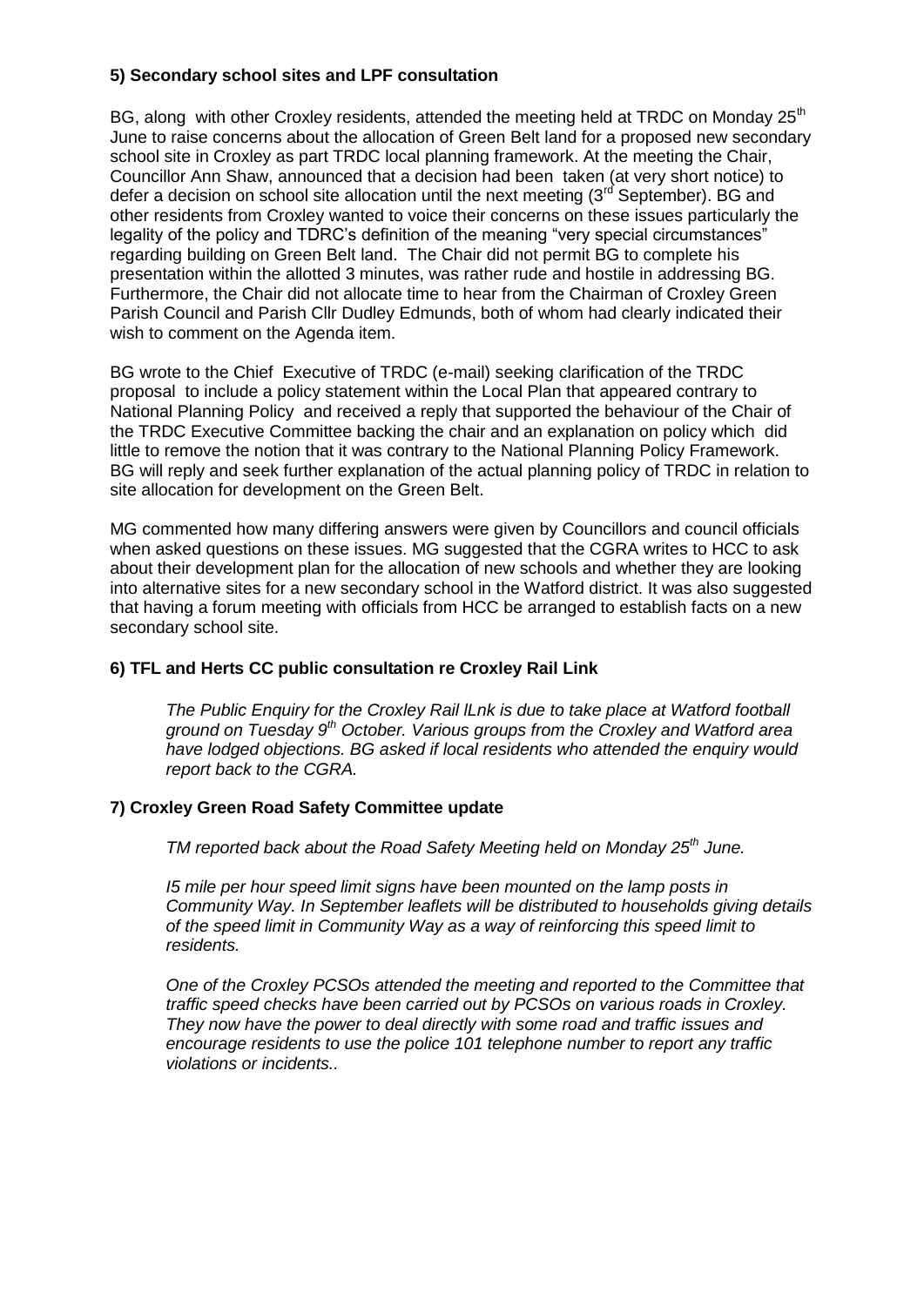**5) Secondary school sites and LPF consultation**

BG, along with other Croxley residents, attended the meeting held at TRDC on Monday 25th June to raise concerns about the allocation of Green Belt land for a proposed new secondary school site in Croxley as part TRDC local planning framework. At the meeting the Chair, Councillor Ann Shaw, announced that a decision had been taken (at very short notice) to defer a decision on school site allocation until the next meeting (3rd September). BG and other residents from Croxley wanted to voice their concerns on these issues particularly the legality of the policy and TDRC's definition of the meaning "very special circumstances" regarding building on Green Belt land. The Chair did not permit BG to complete his presentation within the allotted 3 minutes, was rather rude and hostile in addressing BG. Furthermore, the Chair did not allocate time to hear from the Chairman of Croxley Green Parish Council and Parish Cllr Dudley Edmunds, both of whom had clearly indicated their wish to comment on the Agenda item.

BG wrote to the Chief Executive of TRDC (e-mail) seeking clarification of the TRDC proposal to include a policy statement within the Local Plan that appeared contrary to National Planning Policy and received a reply that supported the behaviour of the Chair of the TRDC Executive Committee backing the chair and an explanation on policy which did little to remove the notion that it was contrary to the National Planning Policy Framework. BG will reply and seek further explanation of the actual planning policy of TRDC in relation to site allocation for development on the Green Belt.

MG commented how many differing answers were given by Councillors and council officials when asked questions on these issues. MG suggested that the CGRA writes to HCC to ask about their development plan for the allocation of new schools and whether they are looking into alternative sites for a new secondary school in the Watford district. It was also suggested that having a forum meeting with officials from HCC be arranged to establish facts on a new secondary school site.

**6) TFL and Herts CC public consultation re Croxley Rail Link**

*The Public Enquiry for the Croxley Rail lLnk is due to take place at Watford football ground on Tuesday 9th October. Various groups from the Croxley and Watford area have lodged objections. BG asked if local residents who attended the enquiry would report back to the CGRA.*

**7) Croxley Green Road Safety Committee update**

*TM reported back about the Road Safety Meeting held on Monday 25th June.*

*I5 mile per hour speed limit signs have been mounted on the lamp posts in Community Way. In September leaflets will be distributed to households giving details of the speed limit in Community Way as a way of reinforcing this speed limit to residents.*

*One of the Croxley PCSOs attended the meeting and reported to the Committee that traffic speed checks have been carried out by PCSOs on various roads in Croxley. They now have the power to deal directly with some road and traffic issues and encourage residents to use the police 101 telephone number to report any traffic violations or incidents..*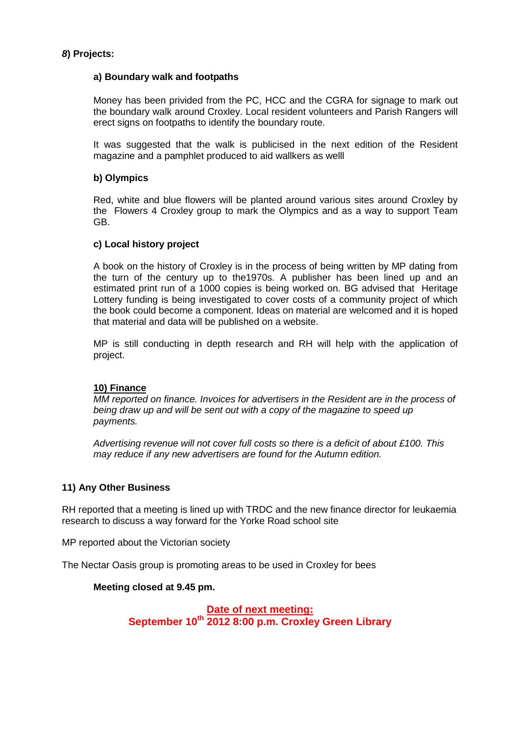### *8*) Projects:

**a) Boundary walk and footpaths**

Money has been privided from the PC, HCC and the CGRA for signage to mark out the boundary walk around Croxley. Local resident volunteers and Parish Rangers will erect signs on footpaths to identify the boundary route.

It was suggested that the walk is publicised in the next edition of the Resident magazine and a pamphlet produced to aid wallkers as welll

**b) Olympics**

Red, white and blue flowers will be planted around various sites around Croxley by the Flowers 4 Croxley group to mark the Olympics and as a way to support Team GB.

**c) Local history project**

A book on the history of Croxley is in the process of being written by MP dating from the turn of the century up to the1970s. A publisher has been lined up and an estimated print run of a 1000 copies is being worked on. BG advised that Heritage Lottery funding is being investigated to cover costs of a community project of which the book could become a component. Ideas on material are welcomed and it is hoped that material and data will be published on a website.

MP is still conducting in depth research and RH will help with the application of project.

**10) Finance**

*MM reported on finance. Invoices for advertisers in the Resident are in the process of being draw up and will be sent out with a copy of the magazine to speed up payments.*

*Advertising revenue will not cover full costs so there is a deficit of about £100. This may reduce if any new advertisers are found for the Autumn edition.*

### 11) Any Other Business

RH reported that a meeting is lined up with TRDC and the new finance director for leukaemia research to discuss a way forward for the Yorke Road school site

MP reported about the Victorian society

The Nectar Oasis group is promoting areas to be used in Croxley for bees

**Meeting closed at 9.45 pm.**

**Date of next meeting:**
**September 10th 2012 8:00 p.m. Croxley Green Library**